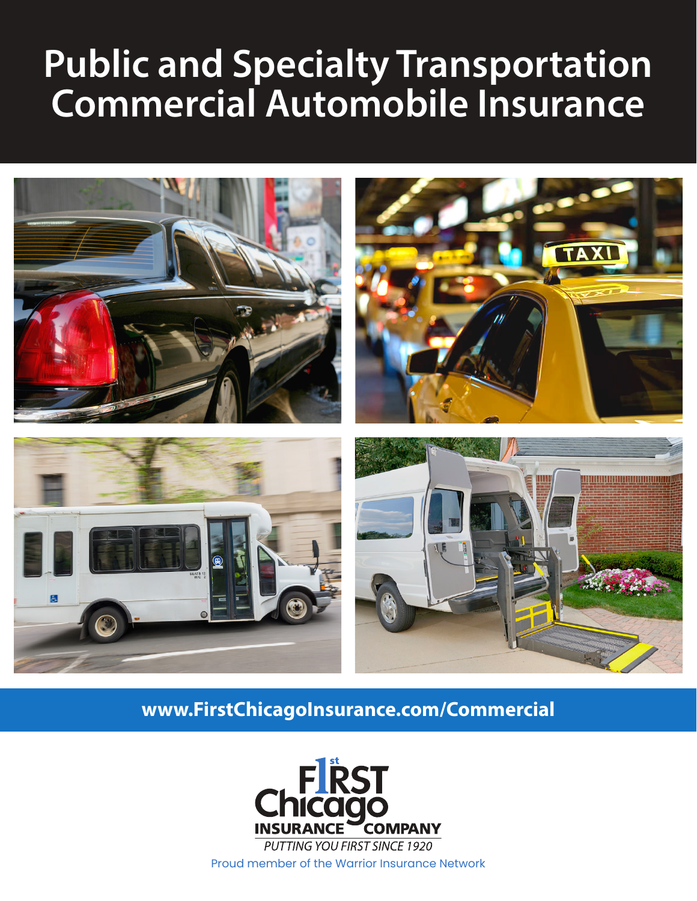# Public and Specialty Transportation Commercial Automobile Insurance

**www.FirstChicagoInsurance.com/Commercial**

First Chicago Insurance Company

*PUTTING YOU FIRST SINCE 1920*

Proud member of the Warrior Insurance Network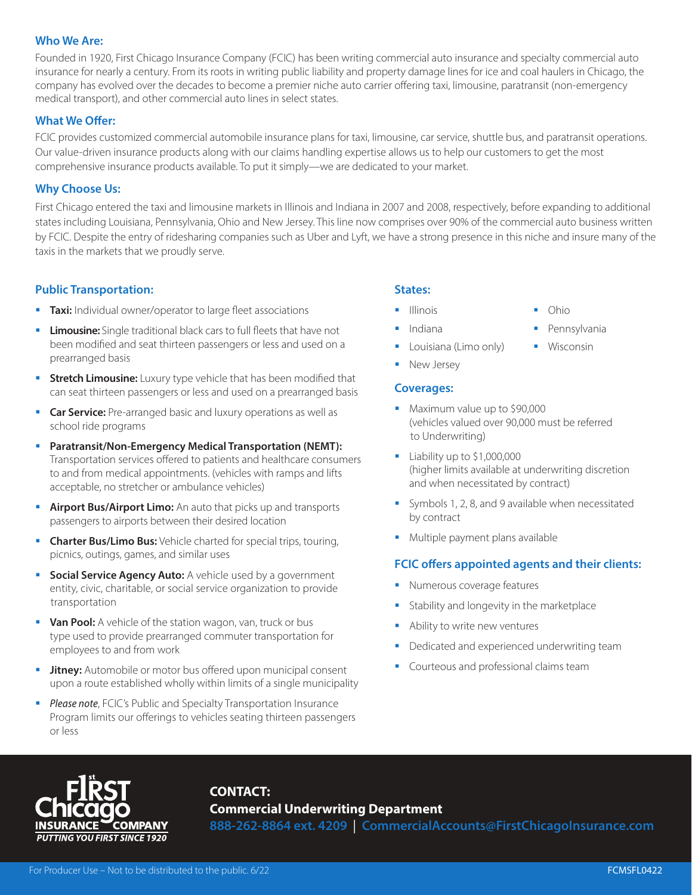## Who We Are:

Founded in 1920, First Chicago Insurance Company (FCIC) has been writing commercial auto insurance and specialty commercial auto insurance for nearly a century. From its roots in writing public liability and property damage lines for ice and coal haulers in Chicago, the company has evolved over the decades to become a premier niche auto carrier offering taxi, limousine, paratransit (non-emergency medical transport), and other commercial auto lines in select states.

## What We Offer:

FCIC provides customized commercial automobile insurance plans for taxi, limousine, car service, shuttle bus, and paratransit operations. Our value-driven insurance products along with our claims handling expertise allows us to help our customers to get the most comprehensive insurance products available. To put it simply—we are dedicated to your market.

## Why Choose Us:

First Chicago entered the taxi and limousine markets in Illinois and Indiana in 2007 and 2008, respectively, before expanding to additional states including Louisiana, Pennsylvania, Ohio and New Jersey. This line now comprises over 90% of the commercial auto business written by FCIC. Despite the entry of ridesharing companies such as Uber and Lyft, we have a strong presence in this niche and insure many of the taxis in the markets that we proudly serve.

## Public Transportation:

- **Taxi:** Individual owner/operator to large fleet associations
- **Limousine:** Single traditional black cars to full fleets that have not been modified and seat thirteen passengers or less and used on a prearranged basis
- **Stretch Limousine:** Luxury type vehicle that has been modified that can seat thirteen passengers or less and used on a prearranged basis
- **Car Service:** Pre-arranged basic and luxury operations as well as school ride programs
- **Paratransit/Non-Emergency Medical Transportation (NEMT):** Transportation services offered to patients and healthcare consumers to and from medical appointments. (vehicles with ramps and lifts acceptable, no stretcher or ambulance vehicles)
- **Airport Bus/Airport Limo:** An auto that picks up and transports passengers to airports between their desired location
- **Charter Bus/Limo Bus:** Vehicle charted for special trips, touring, picnics, outings, games, and similar uses
- **Social Service Agency Auto:** A vehicle used by a government entity, civic, charitable, or social service organization to provide transportation
- **Van Pool:** A vehicle of the station wagon, van, truck or bus type used to provide prearranged commuter transportation for employees to and from work
- **Jitney:** Automobile or motor bus offered upon municipal consent upon a route established wholly within limits of a single municipality
- *Please note*, FCIC's Public and Specialty Transportation Insurance Program limits our offerings to vehicles seating thirteen passengers or less

## States:

- Illinois
- Indiana
- Louisiana (Limo only)
- New Jersey
- Ohio
- Pennsylvania
- Wisconsin

## Coverages:

- Maximum value up to $90,000 (vehicles valued over 90,000 must be referred to Underwriting)
- Liability up to $1,000,000 (higher limits available at underwriting discretion and when necessitated by contract)
- Symbols 1, 2, 8, and 9 available when necessitated by contract
- Multiple payment plans available

## FCIC offers appointed agents and their clients:

- Numerous coverage features
- Stability and longevity in the marketplace
- Ability to write new ventures
- Dedicated and experienced underwriting team
- Courteous and professional claims team

First Chicago Insurance Company
PUTTING YOU FIRST SINCE 1920

**CONTACT:**
**Commercial Underwriting Department**
**888-262-8864 ext. 4209 | CommercialAccounts@FirstChicagoInsurance.com**

For Producer Use – Not to be distributed to the public. 6/22

FCMSFL0422